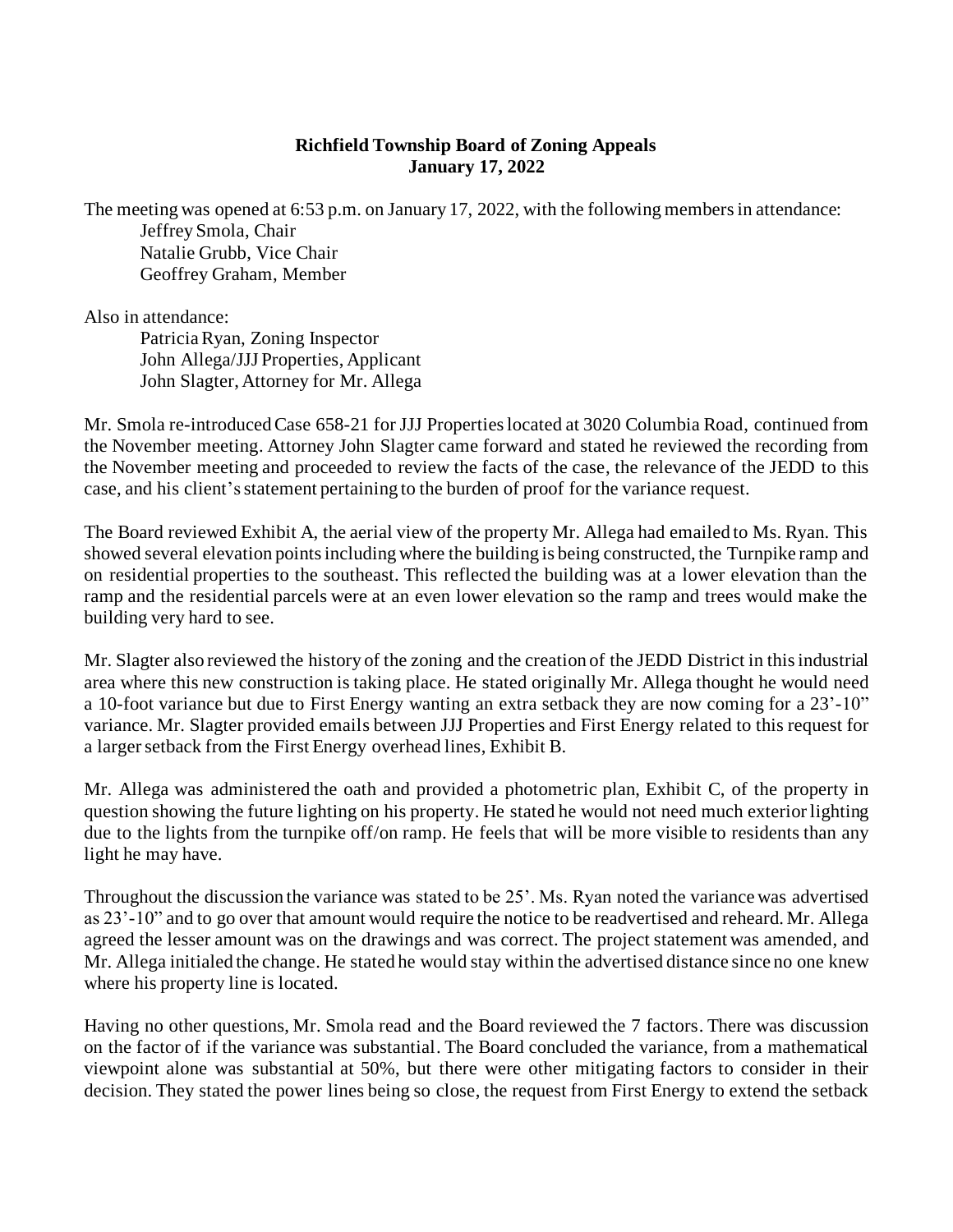**Richfield Township Board of Zoning Appeals**
**January 17, 2022**

The meeting was opened at 6:53 p.m. on January 17, 2022, with the following members in attendance:

Jeffrey Smola, Chair
Natalie Grubb, Vice Chair
Geoffrey Graham, Member

Also in attendance:

Patricia Ryan, Zoning Inspector
John Allega/JJJ Properties, Applicant
John Slagter, Attorney for Mr. Allega

Mr. Smola re-introduced Case 658-21 for JJJ Properties located at 3020 Columbia Road, continued from the November meeting. Attorney John Slagter came forward and stated he reviewed the recording from the November meeting and proceeded to review the facts of the case, the relevance of the JEDD to this case, and his client's statement pertaining to the burden of proof for the variance request.

The Board reviewed Exhibit A, the aerial view of the property Mr. Allega had emailed to Ms. Ryan. This showed several elevation points including where the building is being constructed, the Turnpike ramp and on residential properties to the southeast. This reflected the building was at a lower elevation than the ramp and the residential parcels were at an even lower elevation so the ramp and trees would make the building very hard to see.

Mr. Slagter also reviewed the history of the zoning and the creation of the JEDD District in this industrial area where this new construction is taking place. He stated originally Mr. Allega thought he would need a 10-foot variance but due to First Energy wanting an extra setback they are now coming for a 23'-10" variance. Mr. Slagter provided emails between JJJ Properties and First Energy related to this request for a larger setback from the First Energy overhead lines, Exhibit B.

Mr. Allega was administered the oath and provided a photometric plan, Exhibit C, of the property in question showing the future lighting on his property. He stated he would not need much exterior lighting due to the lights from the turnpike off/on ramp. He feels that will be more visible to residents than any light he may have.

Throughout the discussion the variance was stated to be 25'. Ms. Ryan noted the variance was advertised as 23'-10" and to go over that amount would require the notice to be readvertised and reheard. Mr. Allega agreed the lesser amount was on the drawings and was correct. The project statement was amended, and Mr. Allega initialed the change. He stated he would stay within the advertised distance since no one knew where his property line is located.

Having no other questions, Mr. Smola read and the Board reviewed the 7 factors. There was discussion on the factor of if the variance was substantial. The Board concluded the variance, from a mathematical viewpoint alone was substantial at 50%, but there were other mitigating factors to consider in their decision. They stated the power lines being so close, the request from First Energy to extend the setback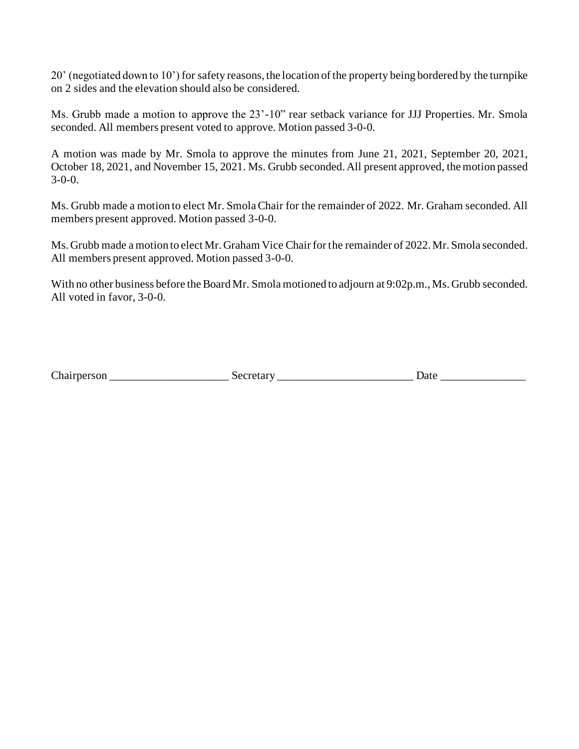20' (negotiated down to 10') for safety reasons, the location of the property being bordered by the turnpike on 2 sides and the elevation should also be considered.

Ms. Grubb made a motion to approve the 23'-10" rear setback variance for JJJ Properties. Mr. Smola seconded. All members present voted to approve. Motion passed 3-0-0.

A motion was made by Mr. Smola to approve the minutes from June 21, 2021, September 20, 2021, October 18, 2021, and November 15, 2021. Ms. Grubb seconded. All present approved, the motion passed 3-0-0.

Ms. Grubb made a motion to elect Mr. Smola Chair for the remainder of 2022. Mr. Graham seconded. All members present approved. Motion passed 3-0-0.

Ms. Grubb made a motion to elect Mr. Graham Vice Chair for the remainder of 2022. Mr. Smola seconded. All members present approved. Motion passed 3-0-0.

With no other business before the Board Mr. Smola motioned to adjourn at 9:02p.m., Ms. Grubb seconded. All voted in favor, 3-0-0.

Chairperson _____________________ Secretary ________________________ Date _______________